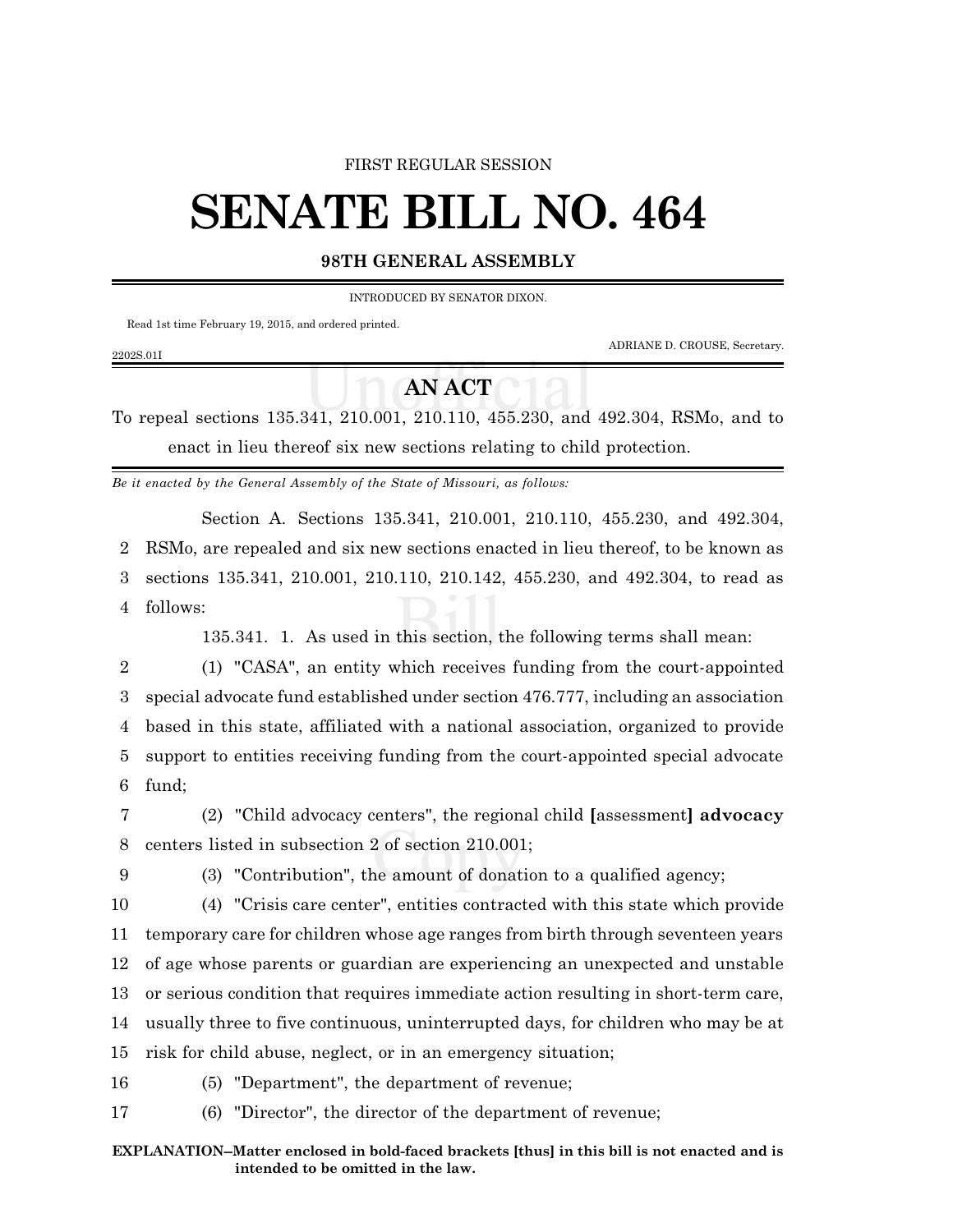FIRST REGULAR SESSION

# SENATE BILL NO. 464

**98TH GENERAL ASSEMBLY**

INTRODUCED BY SENATOR DIXON.

Read 1st time February 19, 2015, and ordered printed.

ADRIANE D. CROUSE, Secretary.

2202S.01I

## AN ACT

To repeal sections 135.341, 210.001, 210.110, 455.230, and 492.304, RSMo, and to enact in lieu thereof six new sections relating to child protection.

*Be it enacted by the General Assembly of the State of Missouri, as follows:*

Section A. Sections 135.341, 210.001, 210.110, 455.230, and 492.304, RSMo, are repealed and six new sections enacted in lieu thereof, to be known as sections 135.341, 210.001, 210.110, 210.142, 455.230, and 492.304, to read as follows:

135.341. 1. As used in this section, the following terms shall mean:

(1) "CASA", an entity which receives funding from the court-appointed special advocate fund established under section 476.777, including an association based in this state, affiliated with a national association, organized to provide support to entities receiving funding from the court-appointed special advocate fund;

(2) "Child advocacy centers", the regional child **[**assessment**]** **advocacy** centers listed in subsection 2 of section 210.001;

(3) "Contribution", the amount of donation to a qualified agency;

(4) "Crisis care center", entities contracted with this state which provide temporary care for children whose age ranges from birth through seventeen years of age whose parents or guardian are experiencing an unexpected and unstable or serious condition that requires immediate action resulting in short-term care, usually three to five continuous, uninterrupted days, for children who may be at risk for child abuse, neglect, or in an emergency situation;

(5) "Department", the department of revenue;

(6) "Director", the director of the department of revenue;

**EXPLANATION–Matter enclosed in bold-faced brackets [thus] in this bill is not enacted and is intended to be omitted in the law.**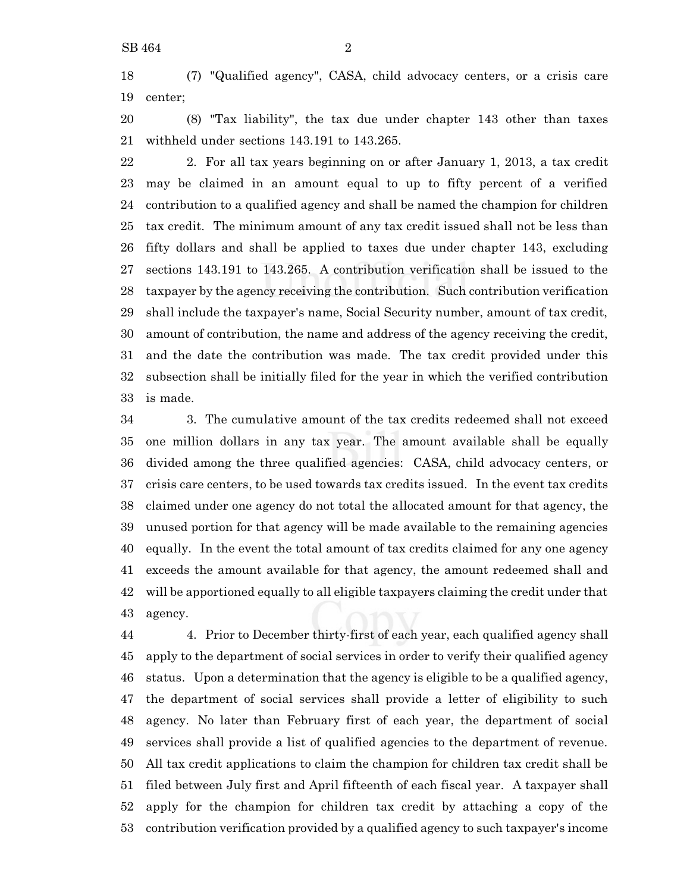(7) "Qualified agency", CASA, child advocacy centers, or a crisis care center;

(8) "Tax liability", the tax due under chapter 143 other than taxes withheld under sections 143.191 to 143.265.

2. For all tax years beginning on or after January 1, 2013, a tax credit may be claimed in an amount equal to up to fifty percent of a verified contribution to a qualified agency and shall be named the champion for children tax credit. The minimum amount of any tax credit issued shall not be less than fifty dollars and shall be applied to taxes due under chapter 143, excluding sections 143.191 to 143.265. A contribution verification shall be issued to the taxpayer by the agency receiving the contribution. Such contribution verification shall include the taxpayer's name, Social Security number, amount of tax credit, amount of contribution, the name and address of the agency receiving the credit, and the date the contribution was made. The tax credit provided under this subsection shall be initially filed for the year in which the verified contribution is made.

3. The cumulative amount of the tax credits redeemed shall not exceed one million dollars in any tax year. The amount available shall be equally divided among the three qualified agencies: CASA, child advocacy centers, or crisis care centers, to be used towards tax credits issued. In the event tax credits claimed under one agency do not total the allocated amount for that agency, the unused portion for that agency will be made available to the remaining agencies equally. In the event the total amount of tax credits claimed for any one agency exceeds the amount available for that agency, the amount redeemed shall and will be apportioned equally to all eligible taxpayers claiming the credit under that agency.

4. Prior to December thirty-first of each year, each qualified agency shall apply to the department of social services in order to verify their qualified agency status. Upon a determination that the agency is eligible to be a qualified agency, the department of social services shall provide a letter of eligibility to such agency. No later than February first of each year, the department of social services shall provide a list of qualified agencies to the department of revenue. All tax credit applications to claim the champion for children tax credit shall be filed between July first and April fifteenth of each fiscal year. A taxpayer shall apply for the champion for children tax credit by attaching a copy of the contribution verification provided by a qualified agency to such taxpayer's income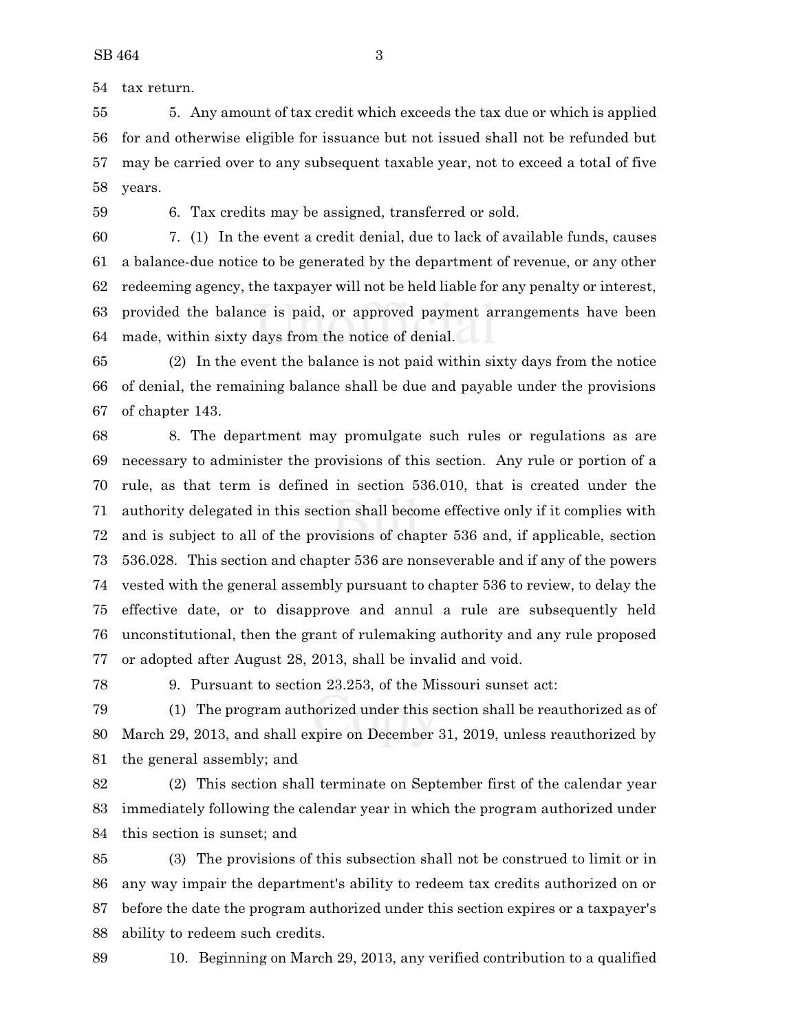tax return.

5. Any amount of tax credit which exceeds the tax due or which is applied for and otherwise eligible for issuance but not issued shall not be refunded but may be carried over to any subsequent taxable year, not to exceed a total of five years.

6. Tax credits may be assigned, transferred or sold.

7. (1) In the event a credit denial, due to lack of available funds, causes a balance-due notice to be generated by the department of revenue, or any other redeeming agency, the taxpayer will not be held liable for any penalty or interest, provided the balance is paid, or approved payment arrangements have been made, within sixty days from the notice of denial.

(2) In the event the balance is not paid within sixty days from the notice of denial, the remaining balance shall be due and payable under the provisions of chapter 143.

8. The department may promulgate such rules or regulations as are necessary to administer the provisions of this section. Any rule or portion of a rule, as that term is defined in section 536.010, that is created under the authority delegated in this section shall become effective only if it complies with and is subject to all of the provisions of chapter 536 and, if applicable, section 536.028. This section and chapter 536 are nonseverable and if any of the powers vested with the general assembly pursuant to chapter 536 to review, to delay the effective date, or to disapprove and annul a rule are subsequently held unconstitutional, then the grant of rulemaking authority and any rule proposed or adopted after August 28, 2013, shall be invalid and void.

9. Pursuant to section 23.253, of the Missouri sunset act:

(1) The program authorized under this section shall be reauthorized as of March 29, 2013, and shall expire on December 31, 2019, unless reauthorized by the general assembly; and

(2) This section shall terminate on September first of the calendar year immediately following the calendar year in which the program authorized under this section is sunset; and

(3) The provisions of this subsection shall not be construed to limit or in any way impair the department's ability to redeem tax credits authorized on or before the date the program authorized under this section expires or a taxpayer's ability to redeem such credits.

10. Beginning on March 29, 2013, any verified contribution to a qualified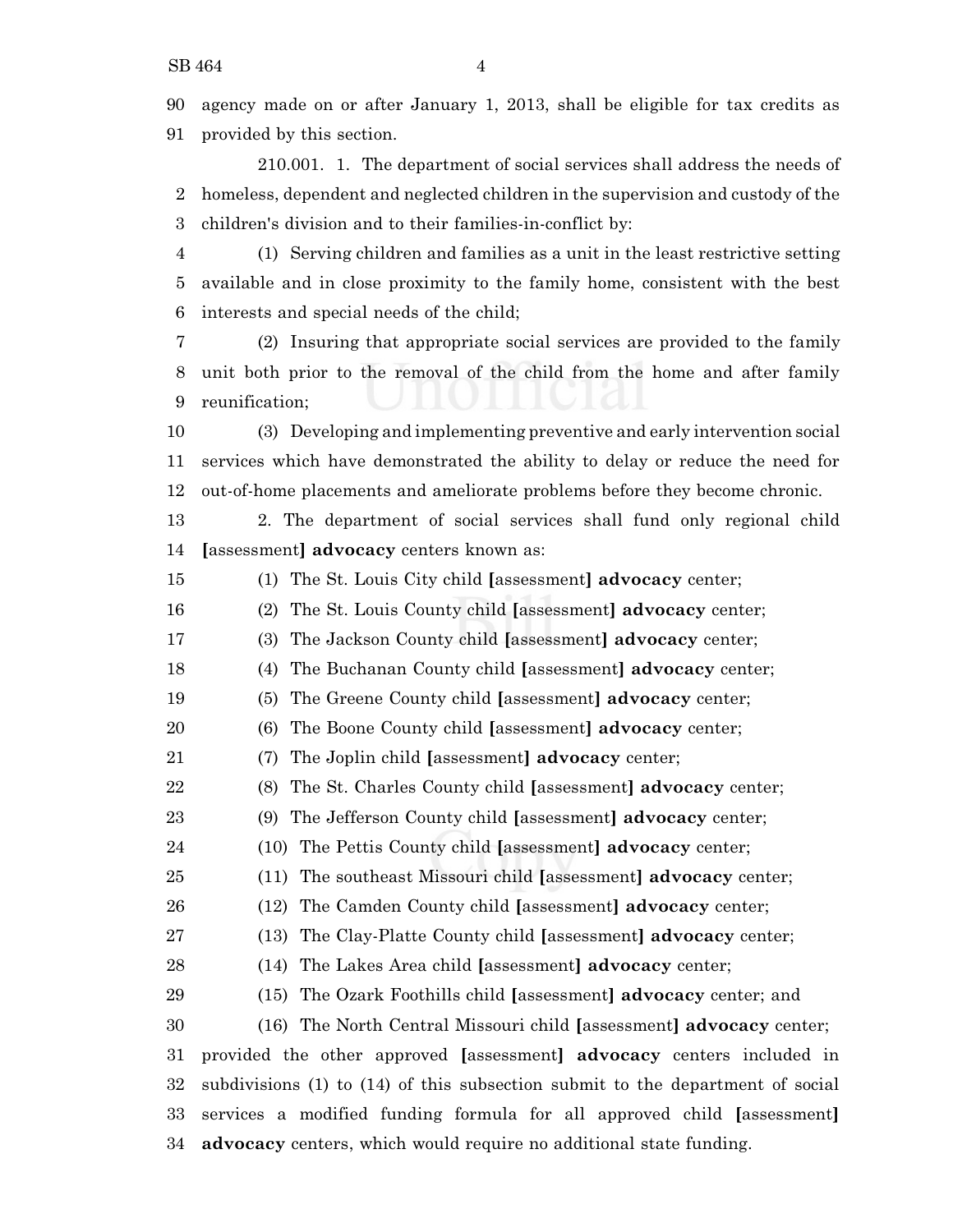agency made on or after January 1, 2013, shall be eligible for tax credits as provided by this section.

210.001. 1. The department of social services shall address the needs of homeless, dependent and neglected children in the supervision and custody of the children's division and to their families-in-conflict by:

(1) Serving children and families as a unit in the least restrictive setting available and in close proximity to the family home, consistent with the best interests and special needs of the child;

(2) Insuring that appropriate social services are provided to the family unit both prior to the removal of the child from the home and after family reunification;

(3) Developing and implementing preventive and early intervention social services which have demonstrated the ability to delay or reduce the need for out-of-home placements and ameliorate problems before they become chronic.

2. The department of social services shall fund only regional child [assessment] **advocacy** centers known as:

(1) The St. Louis City child [assessment] **advocacy** center;

(2) The St. Louis County child [assessment] **advocacy** center;

(3) The Jackson County child [assessment] **advocacy** center;

(4) The Buchanan County child [assessment] **advocacy** center;

(5) The Greene County child [assessment] **advocacy** center;

(6) The Boone County child [assessment] **advocacy** center;

(7) The Joplin child [assessment] **advocacy** center;

(8) The St. Charles County child [assessment] **advocacy** center;

(9) The Jefferson County child [assessment] **advocacy** center;

(10) The Pettis County child [assessment] **advocacy** center;

(11) The southeast Missouri child [assessment] **advocacy** center;

(12) The Camden County child [assessment] **advocacy** center;

(13) The Clay-Platte County child [assessment] **advocacy** center;

(14) The Lakes Area child [assessment] **advocacy** center;

(15) The Ozark Foothills child [assessment] **advocacy** center; and

(16) The North Central Missouri child [assessment] **advocacy** center; provided the other approved [assessment] **advocacy** centers included in subdivisions (1) to (14) of this subsection submit to the department of social services a modified funding formula for all approved child [assessment] **advocacy** centers, which would require no additional state funding.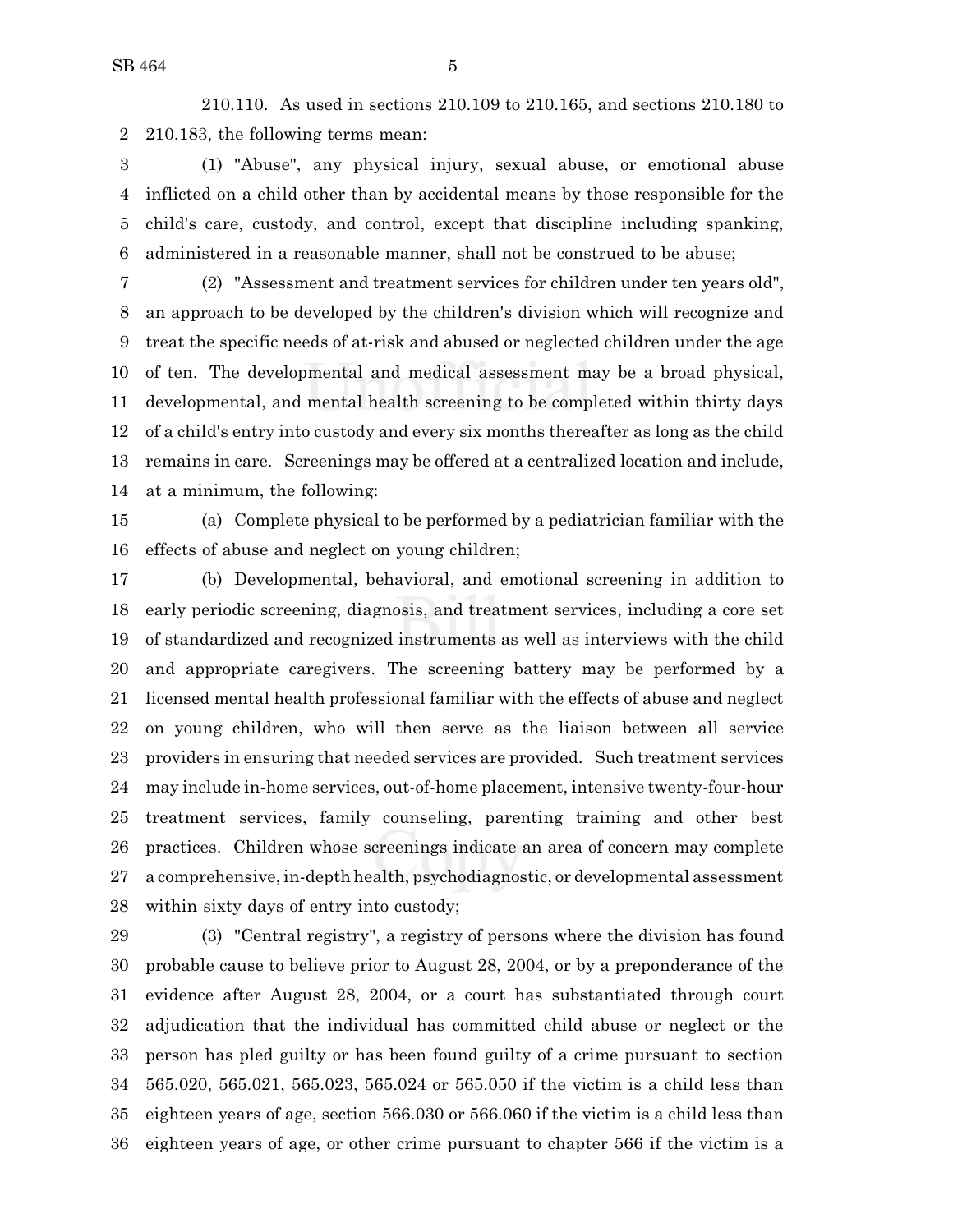210.110. As used in sections 210.109 to 210.165, and sections 210.180 to 210.183, the following terms mean:

(1) "Abuse", any physical injury, sexual abuse, or emotional abuse inflicted on a child other than by accidental means by those responsible for the child's care, custody, and control, except that discipline including spanking, administered in a reasonable manner, shall not be construed to be abuse;

(2) "Assessment and treatment services for children under ten years old", an approach to be developed by the children's division which will recognize and treat the specific needs of at-risk and abused or neglected children under the age of ten. The developmental and medical assessment may be a broad physical, developmental, and mental health screening to be completed within thirty days of a child's entry into custody and every six months thereafter as long as the child remains in care. Screenings may be offered at a centralized location and include, at a minimum, the following:

(a) Complete physical to be performed by a pediatrician familiar with the effects of abuse and neglect on young children;

(b) Developmental, behavioral, and emotional screening in addition to early periodic screening, diagnosis, and treatment services, including a core set of standardized and recognized instruments as well as interviews with the child and appropriate caregivers. The screening battery may be performed by a licensed mental health professional familiar with the effects of abuse and neglect on young children, who will then serve as the liaison between all service providers in ensuring that needed services are provided. Such treatment services may include in-home services, out-of-home placement, intensive twenty-four-hour treatment services, family counseling, parenting training and other best practices. Children whose screenings indicate an area of concern may complete a comprehensive, in-depth health, psychodiagnostic, or developmental assessment within sixty days of entry into custody;

(3) "Central registry", a registry of persons where the division has found probable cause to believe prior to August 28, 2004, or by a preponderance of the evidence after August 28, 2004, or a court has substantiated through court adjudication that the individual has committed child abuse or neglect or the person has pled guilty or has been found guilty of a crime pursuant to section 565.020, 565.021, 565.023, 565.024 or 565.050 if the victim is a child less than eighteen years of age, section 566.030 or 566.060 if the victim is a child less than eighteen years of age, or other crime pursuant to chapter 566 if the victim is a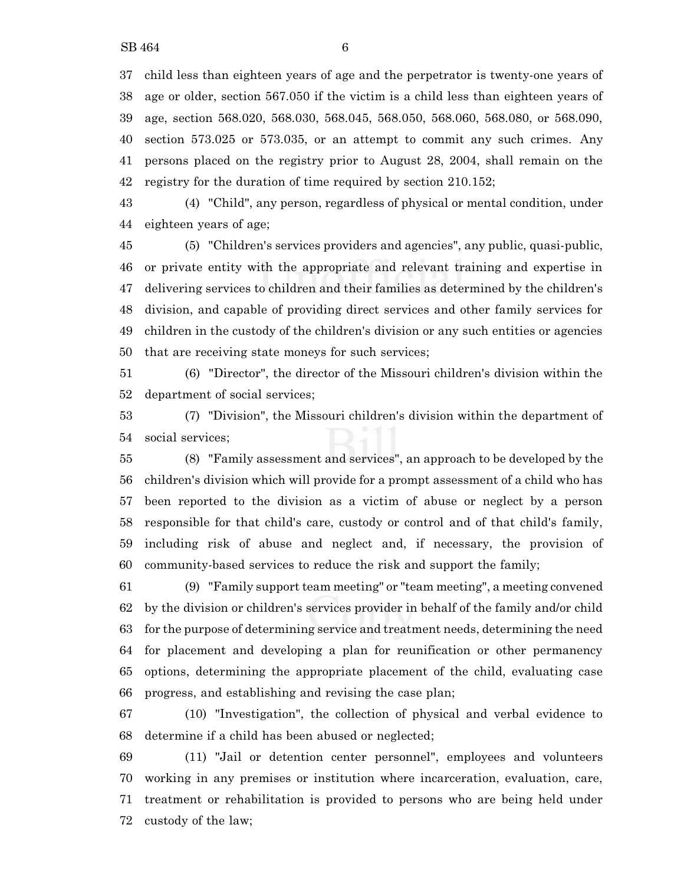child less than eighteen years of age and the perpetrator is twenty-one years of age or older, section 567.050 if the victim is a child less than eighteen years of age, section 568.020, 568.030, 568.045, 568.050, 568.060, 568.080, or 568.090, section 573.025 or 573.035, or an attempt to commit any such crimes. Any persons placed on the registry prior to August 28, 2004, shall remain on the registry for the duration of time required by section 210.152;

(4) "Child", any person, regardless of physical or mental condition, under eighteen years of age;

(5) "Children's services providers and agencies", any public, quasi-public, or private entity with the appropriate and relevant training and expertise in delivering services to children and their families as determined by the children's division, and capable of providing direct services and other family services for children in the custody of the children's division or any such entities or agencies that are receiving state moneys for such services;

(6) "Director", the director of the Missouri children's division within the department of social services;

(7) "Division", the Missouri children's division within the department of social services;

(8) "Family assessment and services", an approach to be developed by the children's division which will provide for a prompt assessment of a child who has been reported to the division as a victim of abuse or neglect by a person responsible for that child's care, custody or control and of that child's family, including risk of abuse and neglect and, if necessary, the provision of community-based services to reduce the risk and support the family;

(9) "Family support team meeting" or "team meeting", a meeting convened by the division or children's services provider in behalf of the family and/or child for the purpose of determining service and treatment needs, determining the need for placement and developing a plan for reunification or other permanency options, determining the appropriate placement of the child, evaluating case progress, and establishing and revising the case plan;

(10) "Investigation", the collection of physical and verbal evidence to determine if a child has been abused or neglected;

(11) "Jail or detention center personnel", employees and volunteers working in any premises or institution where incarceration, evaluation, care, treatment or rehabilitation is provided to persons who are being held under custody of the law;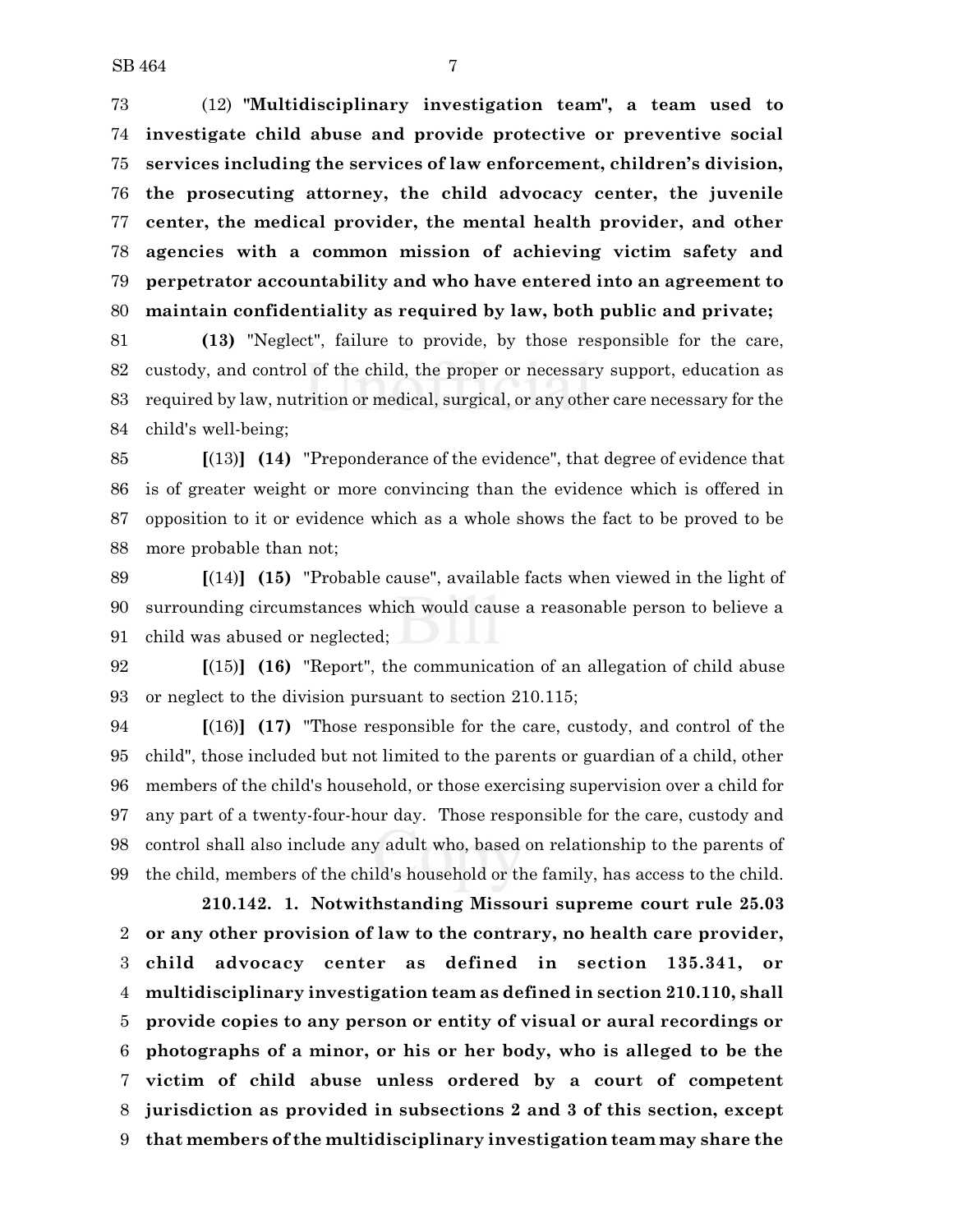(12) **"Multidisciplinary investigation team", a team used to investigate child abuse and provide protective or preventive social services including the services of law enforcement, children's division, the prosecuting attorney, the child advocacy center, the juvenile center, the medical provider, the mental health provider, and other agencies with a common mission of achieving victim safety and perpetrator accountability and who have entered into an agreement to maintain confidentiality as required by law, both public and private;**

**(13)** "Neglect", failure to provide, by those responsible for the care, custody, and control of the child, the proper or necessary support, education as required by law, nutrition or medical, surgical, or any other care necessary for the child's well-being;

**[**(13)**] (14)** "Preponderance of the evidence", that degree of evidence that is of greater weight or more convincing than the evidence which is offered in opposition to it or evidence which as a whole shows the fact to be proved to be more probable than not;

**[**(14)**] (15)** "Probable cause", available facts when viewed in the light of surrounding circumstances which would cause a reasonable person to believe a child was abused or neglected;

**[**(15)**] (16)** "Report", the communication of an allegation of child abuse or neglect to the division pursuant to section 210.115;

**[**(16)**] (17)** "Those responsible for the care, custody, and control of the child", those included but not limited to the parents or guardian of a child, other members of the child's household, or those exercising supervision over a child for any part of a twenty-four-hour day. Those responsible for the care, custody and control shall also include any adult who, based on relationship to the parents of the child, members of the child's household or the family, has access to the child.

**210.142. 1. Notwithstanding Missouri supreme court rule 25.03 or any other provision of law to the contrary, no health care provider, child advocacy center as defined in section 135.341, or multidisciplinary investigation team as defined in section 210.110, shall provide copies to any person or entity of visual or aural recordings or photographs of a minor, or his or her body, who is alleged to be the victim of child abuse unless ordered by a court of competent jurisdiction as provided in subsections 2 and 3 of this section, except that members of the multidisciplinary investigation team may share the**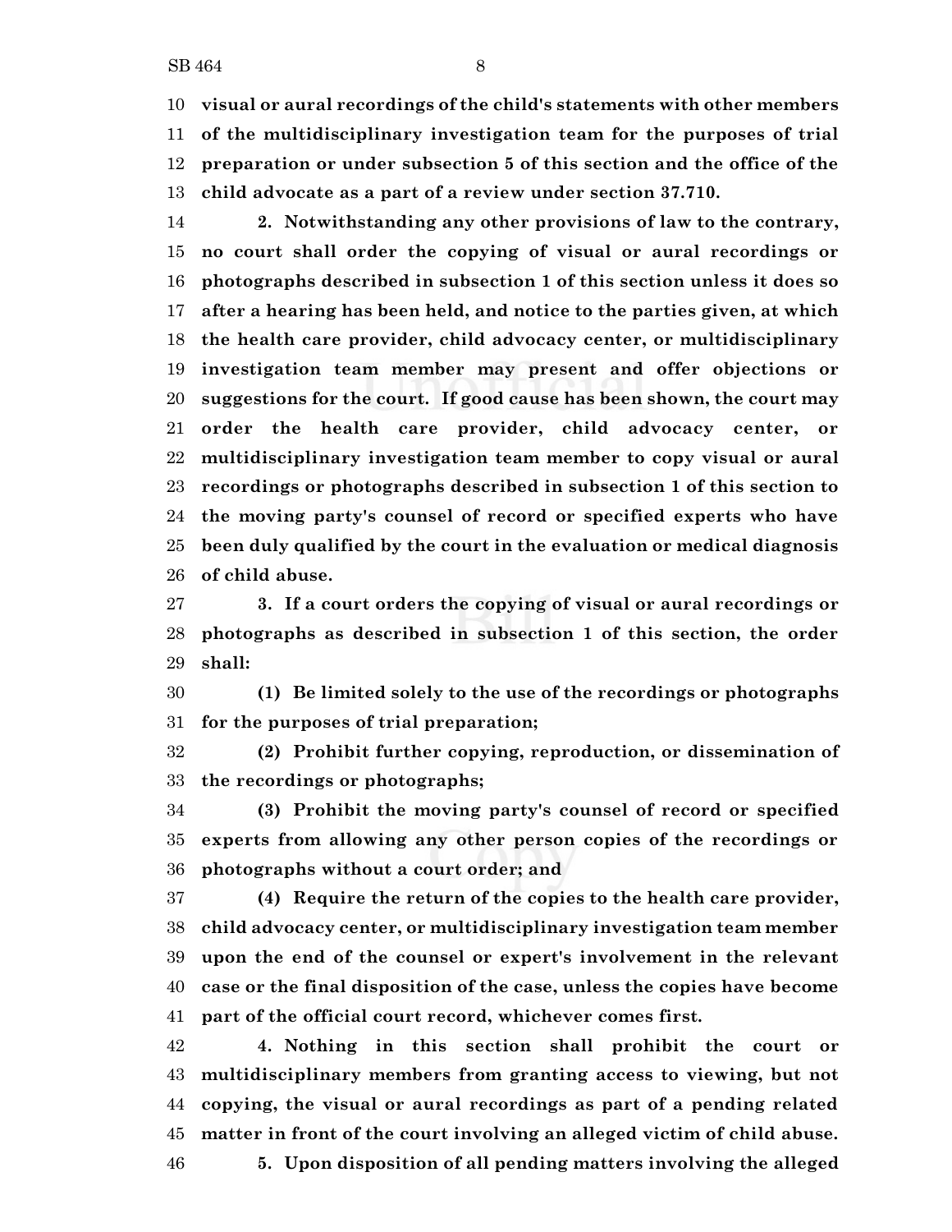**visual or aural recordings of the child's statements with other members of the multidisciplinary investigation team for the purposes of trial preparation or under subsection 5 of this section and the office of the child advocate as a part of a review under section 37.710.**

**2. Notwithstanding any other provisions of law to the contrary, no court shall order the copying of visual or aural recordings or photographs described in subsection 1 of this section unless it does so after a hearing has been held, and notice to the parties given, at which the health care provider, child advocacy center, or multidisciplinary investigation team member may present and offer objections or suggestions for the court. If good cause has been shown, the court may order the health care provider, child advocacy center, or multidisciplinary investigation team member to copy visual or aural recordings or photographs described in subsection 1 of this section to the moving party's counsel of record or specified experts who have been duly qualified by the court in the evaluation or medical diagnosis of child abuse.**

**3. If a court orders the copying of visual or aural recordings or photographs as described in subsection 1 of this section, the order shall:**

**(1) Be limited solely to the use of the recordings or photographs for the purposes of trial preparation;**

**(2) Prohibit further copying, reproduction, or dissemination of the recordings or photographs;**

**(3) Prohibit the moving party's counsel of record or specified experts from allowing any other person copies of the recordings or photographs without a court order; and**

**(4) Require the return of the copies to the health care provider, child advocacy center, or multidisciplinary investigation team member upon the end of the counsel or expert's involvement in the relevant case or the final disposition of the case, unless the copies have become part of the official court record, whichever comes first.**

**4. Nothing in this section shall prohibit the court or multidisciplinary members from granting access to viewing, but not copying, the visual or aural recordings as part of a pending related matter in front of the court involving an alleged victim of child abuse.**

**5. Upon disposition of all pending matters involving the alleged**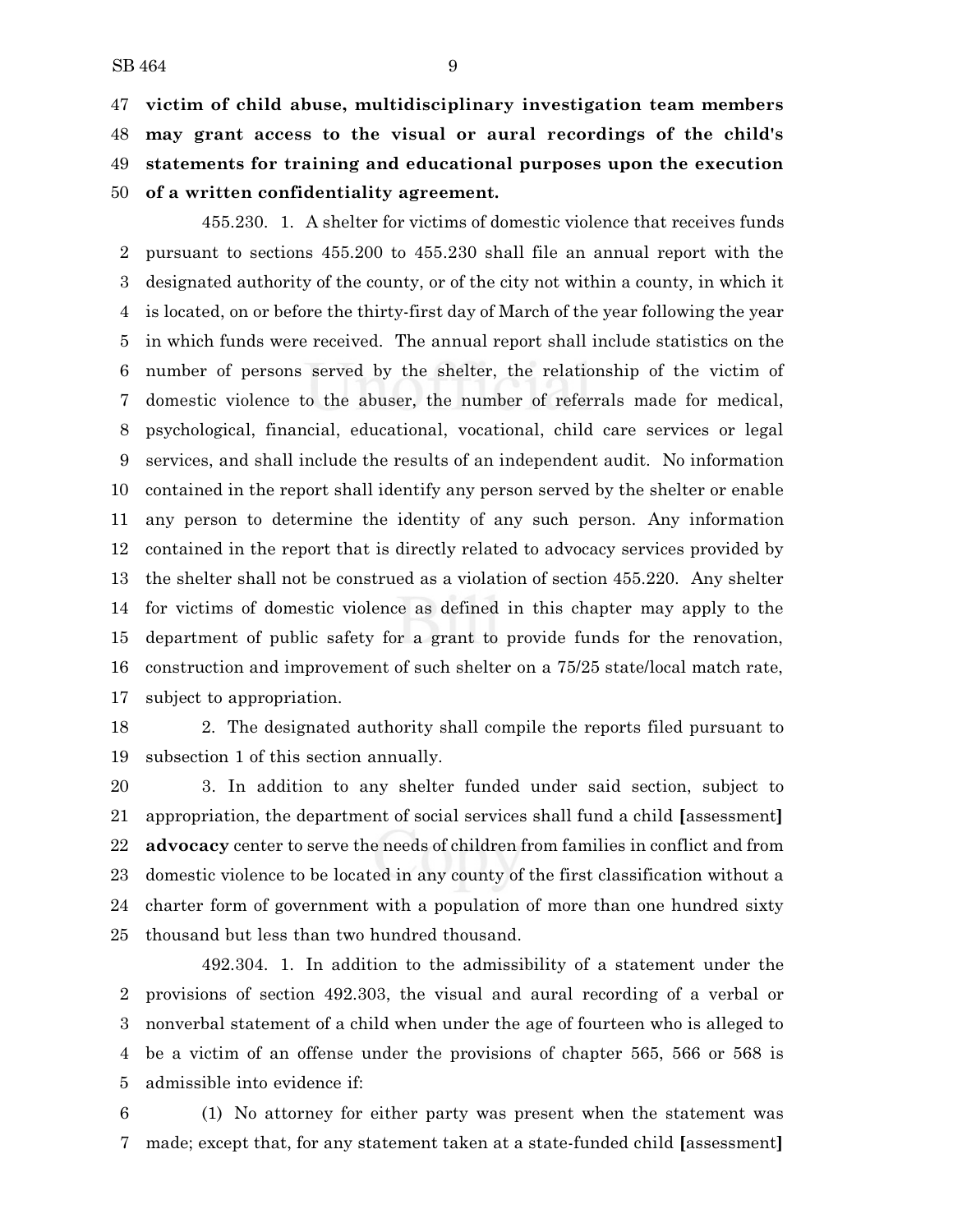**victim of child abuse, multidisciplinary investigation team members may grant access to the visual or aural recordings of the child's statements for training and educational purposes upon the execution of a written confidentiality agreement.**

455.230. 1. A shelter for victims of domestic violence that receives funds pursuant to sections 455.200 to 455.230 shall file an annual report with the designated authority of the county, or of the city not within a county, in which it is located, on or before the thirty-first day of March of the year following the year in which funds were received. The annual report shall include statistics on the number of persons served by the shelter, the relationship of the victim of domestic violence to the abuser, the number of referrals made for medical, psychological, financial, educational, vocational, child care services or legal services, and shall include the results of an independent audit. No information contained in the report shall identify any person served by the shelter or enable any person to determine the identity of any such person. Any information contained in the report that is directly related to advocacy services provided by the shelter shall not be construed as a violation of section 455.220. Any shelter for victims of domestic violence as defined in this chapter may apply to the department of public safety for a grant to provide funds for the renovation, construction and improvement of such shelter on a 75/25 state/local match rate, subject to appropriation.

2. The designated authority shall compile the reports filed pursuant to subsection 1 of this section annually.

3. In addition to any shelter funded under said section, subject to appropriation, the department of social services shall fund a child **[**assessment**]** **advocacy** center to serve the needs of children from families in conflict and from domestic violence to be located in any county of the first classification without a charter form of government with a population of more than one hundred sixty thousand but less than two hundred thousand.

492.304. 1. In addition to the admissibility of a statement under the provisions of section 492.303, the visual and aural recording of a verbal or nonverbal statement of a child when under the age of fourteen who is alleged to be a victim of an offense under the provisions of chapter 565, 566 or 568 is admissible into evidence if:

(1) No attorney for either party was present when the statement was made; except that, for any statement taken at a state-funded child **[**assessment**]**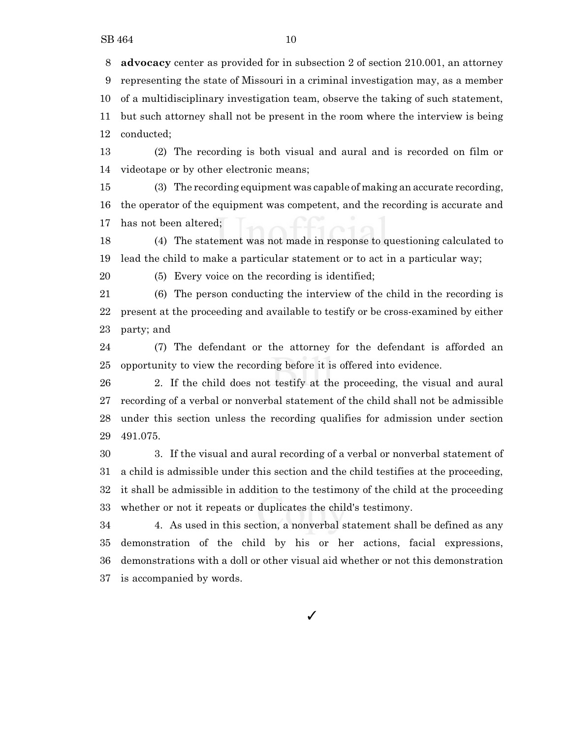**advocacy** center as provided for in subsection 2 of section 210.001, an attorney representing the state of Missouri in a criminal investigation may, as a member of a multidisciplinary investigation team, observe the taking of such statement, but such attorney shall not be present in the room where the interview is being conducted;

(2) The recording is both visual and aural and is recorded on film or videotape or by other electronic means;

(3) The recording equipment was capable of making an accurate recording, the operator of the equipment was competent, and the recording is accurate and has not been altered;

(4) The statement was not made in response to questioning calculated to lead the child to make a particular statement or to act in a particular way;

(5) Every voice on the recording is identified;

(6) The person conducting the interview of the child in the recording is present at the proceeding and available to testify or be cross-examined by either party; and

(7) The defendant or the attorney for the defendant is afforded an opportunity to view the recording before it is offered into evidence.

2. If the child does not testify at the proceeding, the visual and aural recording of a verbal or nonverbal statement of the child shall not be admissible under this section unless the recording qualifies for admission under section 491.075.

3. If the visual and aural recording of a verbal or nonverbal statement of a child is admissible under this section and the child testifies at the proceeding, it shall be admissible in addition to the testimony of the child at the proceeding whether or not it repeats or duplicates the child's testimony.

4. As used in this section, a nonverbal statement shall be defined as any demonstration of the child by his or her actions, facial expressions, demonstrations with a doll or other visual aid whether or not this demonstration is accompanied by words.

✓